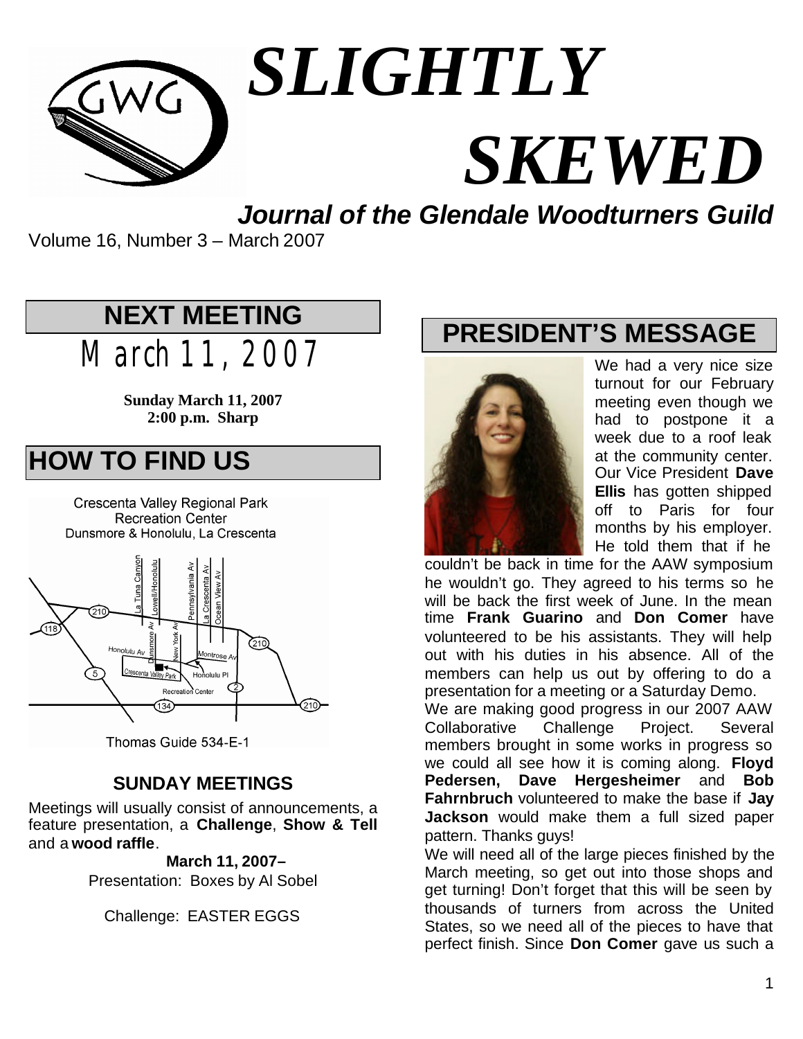# SLIGHTLY SKEWED

***Journal of the Glendale Woodturners Guild***

Volume 16, Number 3 – March 2007

## NEXT MEETING

# March 11, 2007

**Sunday March 11, 2007**
**2:00 p.m. Sharp**

## HOW TO FIND US

Crescenta Valley Regional Park
Recreation Center
Dunsmore & Honolulu, La Crescenta

Thomas Guide 534-E-1

### SUNDAY MEETINGS

Meetings will usually consist of announcements, a feature presentation, a **Challenge**, **Show & Tell** and a **wood raffle**.

**March 11, 2007–**
Presentation: Boxes by Al Sobel

Challenge: EASTER EGGS

## PRESIDENT'S MESSAGE

We had a very nice size turnout for our February meeting even though we had to postpone it a week due to a roof leak at the community center. Our Vice President **Dave Ellis** has gotten shipped off to Paris for four months by his employer. He told them that if he couldn't be back in time for the AAW symposium he wouldn't go. They agreed to his terms so he will be back the first week of June. In the mean time **Frank Guarino** and **Don Comer** have volunteered to be his assistants. They will help out with his duties in his absence. All of the members can help us out by offering to do a presentation for a meeting or a Saturday Demo.

We are making good progress in our 2007 AAW Collaborative Challenge Project. Several members brought in some works in progress so we could all see how it is coming along. **Floyd Pedersen, Dave Hergesheimer** and **Bob Fahrnbruch** volunteered to make the base if **Jay Jackson** would make them a full sized paper pattern. Thanks guys!

We will need all of the large pieces finished by the March meeting, so get out into those shops and get turning! Don't forget that this will be seen by thousands of turners from across the United States, so we need all of the pieces to have that perfect finish. Since **Don Comer** gave us such a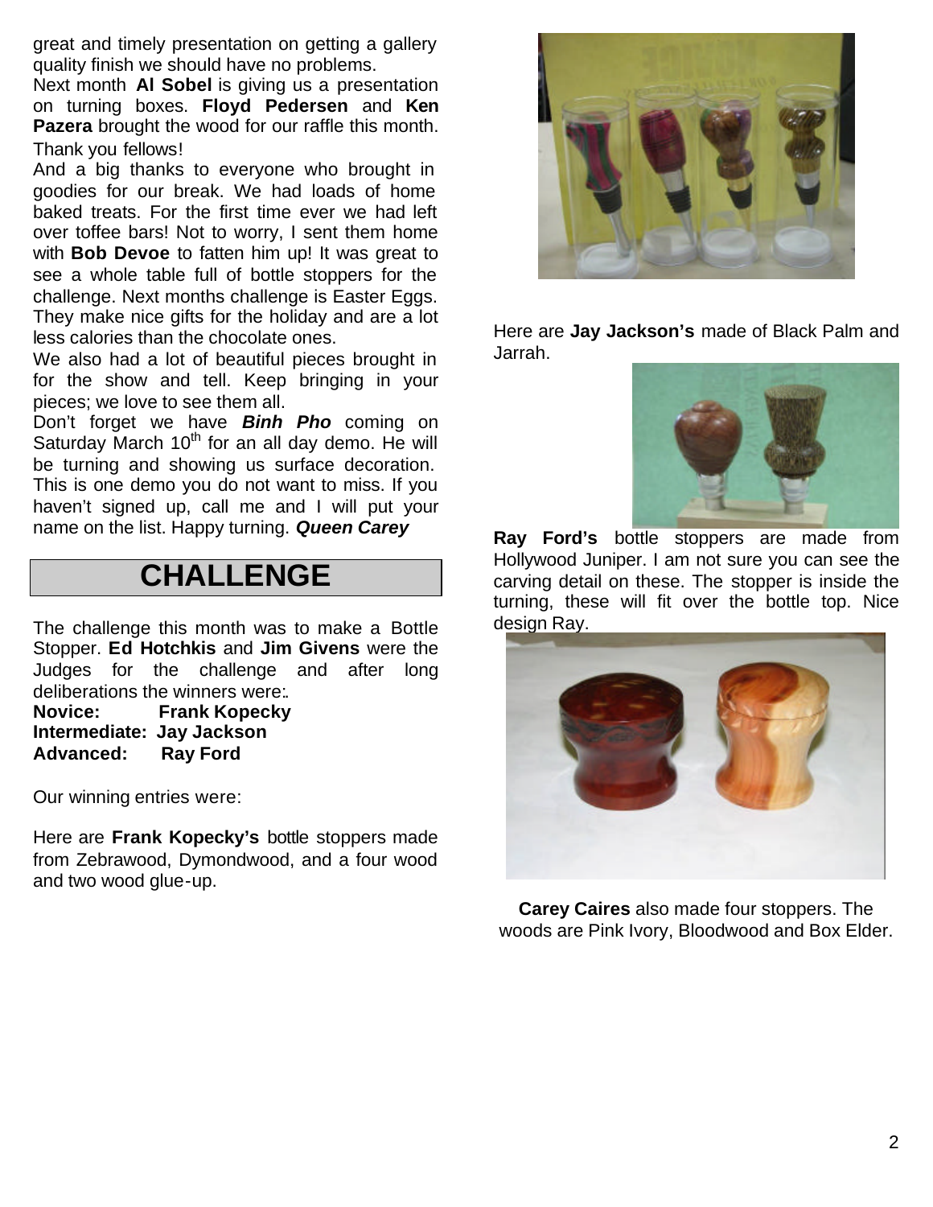great and timely presentation on getting a gallery quality finish we should have no problems.

Next month **Al Sobel** is giving us a presentation on turning boxes. **Floyd Pedersen** and **Ken Pazera** brought the wood for our raffle this month. Thank you fellows!

And a big thanks to everyone who brought in goodies for our break. We had loads of home baked treats. For the first time ever we had left over toffee bars! Not to worry, I sent them home with **Bob Devoe** to fatten him up! It was great to see a whole table full of bottle stoppers for the challenge. Next months challenge is Easter Eggs. They make nice gifts for the holiday and are a lot less calories than the chocolate ones.

We also had a lot of beautiful pieces brought in for the show and tell. Keep bringing in your pieces; we love to see them all.

Don't forget we have ***Binh Pho*** coming on Saturday March 10th for an all day demo. He will be turning and showing us surface decoration. This is one demo you do not want to miss. If you haven't signed up, call me and I will put your name on the list. Happy turning. ***Queen Carey***

# CHALLENGE

The challenge this month was to make a Bottle Stopper. **Ed Hotchkis** and **Jim Givens** were the Judges for the challenge and after long deliberations the winners were:

**Novice: Frank Kopecky**
**Intermediate: Jay Jackson**
**Advanced: Ray Ford**

Our winning entries were:

Here are **Frank Kopecky's** bottle stoppers made from Zebrawood, Dymondwood, and a four wood and two wood glue-up.

Here are **Jay Jackson's** made of Black Palm and Jarrah.

**Ray Ford's** bottle stoppers are made from Hollywood Juniper. I am not sure you can see the carving detail on these. The stopper is inside the turning, these will fit over the bottle top. Nice design Ray.

**Carey Caires** also made four stoppers. The woods are Pink Ivory, Bloodwood and Box Elder.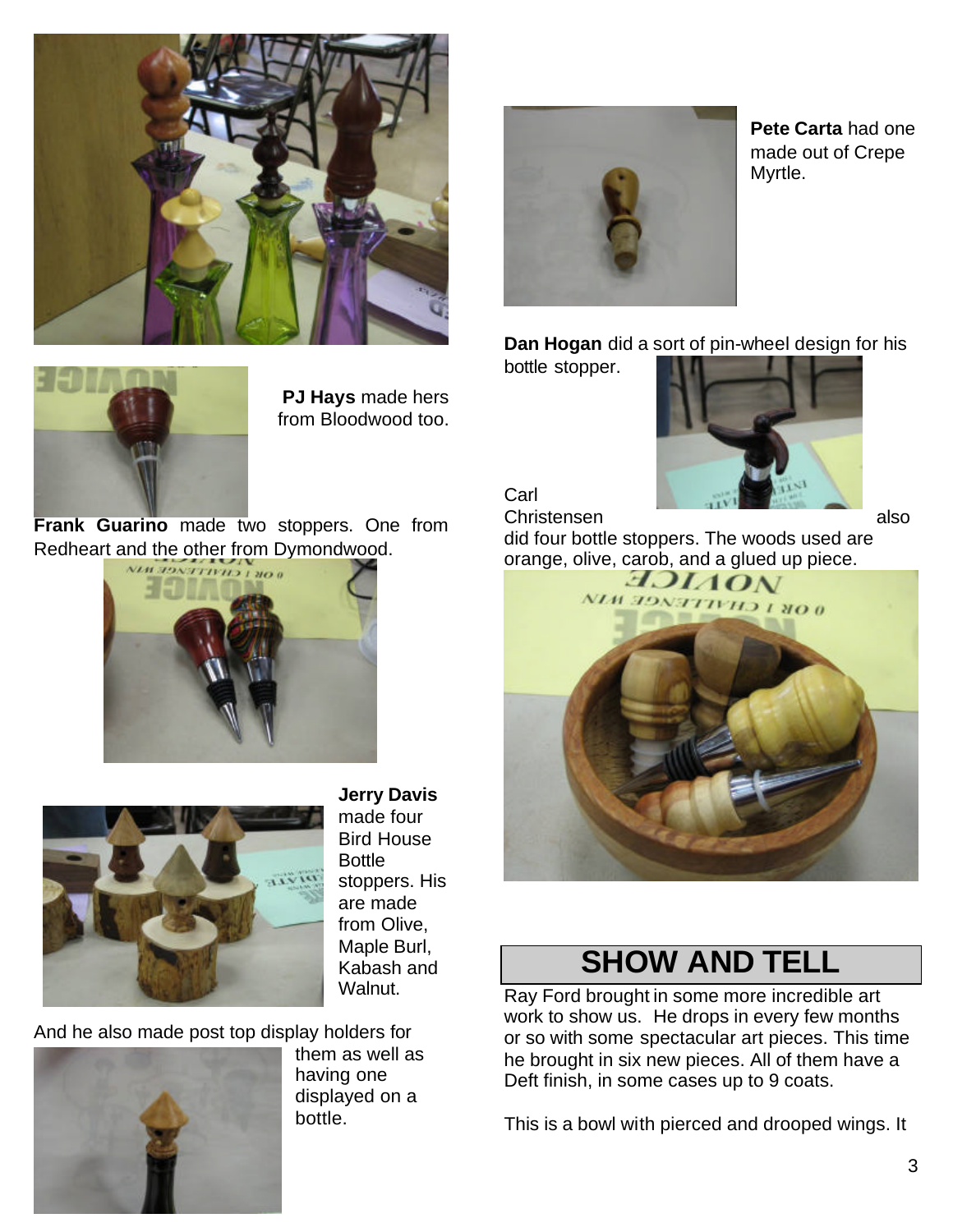**PJ Hays** made hers from Bloodwood too.

**Frank Guarino** made two stoppers. One from Redheart and the other from Dymondwood.

**Jerry Davis** made four Bird House Bottle stoppers. His are made from Olive, Maple Burl, Kabash and Walnut.

And he also made post top display holders for them as well as having one displayed on a bottle.

**Pete Carta** had one made out of Crepe Myrtle.

**Dan Hogan** did a sort of pin-wheel design for his bottle stopper.

Carl Christensen also did four bottle stoppers. The woods used are orange, olive, carob, and a glued up piece.

## SHOW AND TELL

Ray Ford brought in some more incredible art work to show us. He drops in every few months or so with some spectacular art pieces. This time he brought in six new pieces. All of them have a Deft finish, in some cases up to 9 coats.

This is a bowl with pierced and drooped wings. It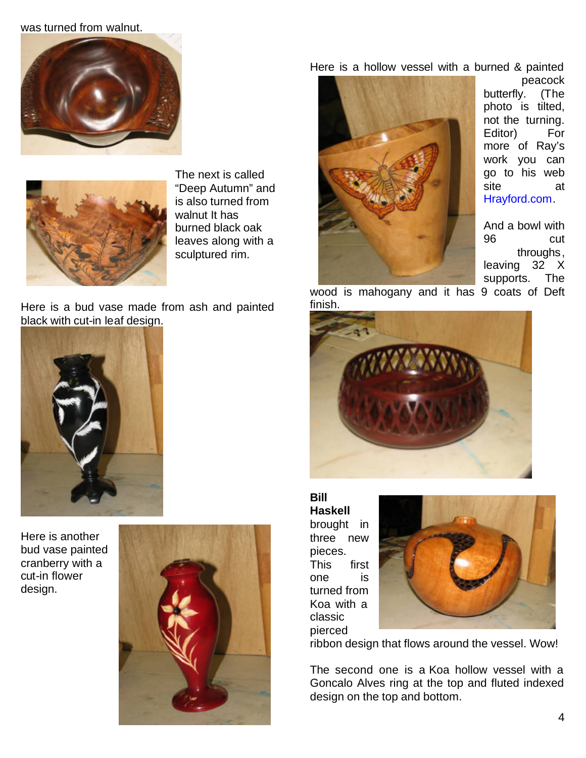was turned from walnut.

The next is called "Deep Autumn" and is also turned from walnut It has burned black oak leaves along with a sculptured rim.

Here is a bud vase made from ash and painted black with cut-in leaf design.

Here is another bud vase painted cranberry with a cut-in flower design.

Here is a hollow vessel with a burned & painted peacock butterfly. (The photo is tilted, not the turning. Editor) For more of Ray's work you can go to his web site at Hrayford.com.

And a bowl with 96 cut throughs, leaving 32 X supports. The wood is mahogany and it has 9 coats of Deft finish.

**Bill Haskell** brought in three new pieces. This first one is turned from Koa with a classic pierced ribbon design that flows around the vessel. Wow!

The second one is a Koa hollow vessel with a Goncalo Alves ring at the top and fluted indexed design on the top and bottom.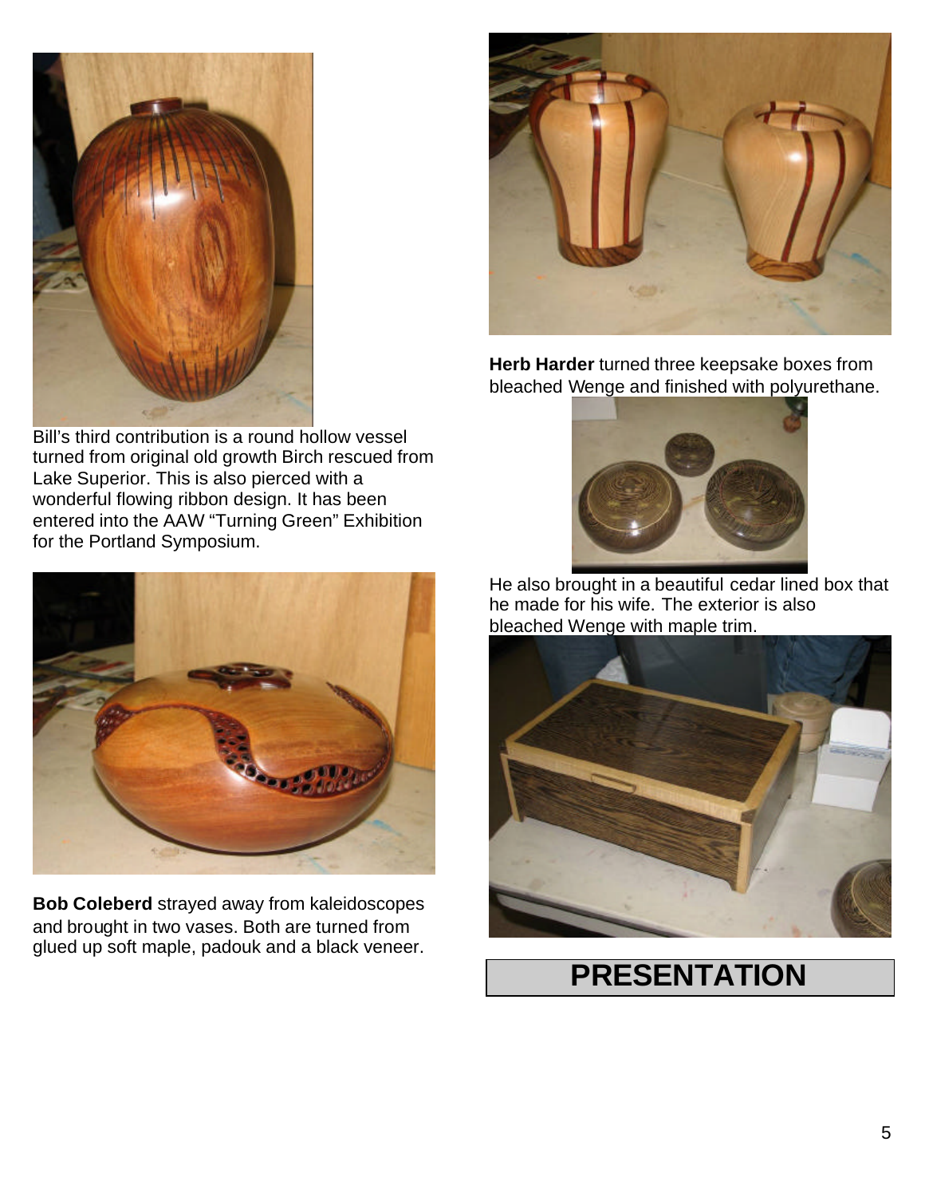Bill’s third contribution is a round hollow vessel turned from original old growth Birch rescued from Lake Superior. This is also pierced with a wonderful flowing ribbon design. It has been entered into the AAW “Turning Green” Exhibition for the Portland Symposium.

**Bob Coleberd** strayed away from kaleidoscopes and brought in two vases. Both are turned from glued up soft maple, padouk and a black veneer.

**Herb Harder** turned three keepsake boxes from bleached Wenge and finished with polyurethane.

He also brought in a beautiful cedar lined box that he made for his wife. The exterior is also bleached Wenge with maple trim.

# PRESENTATION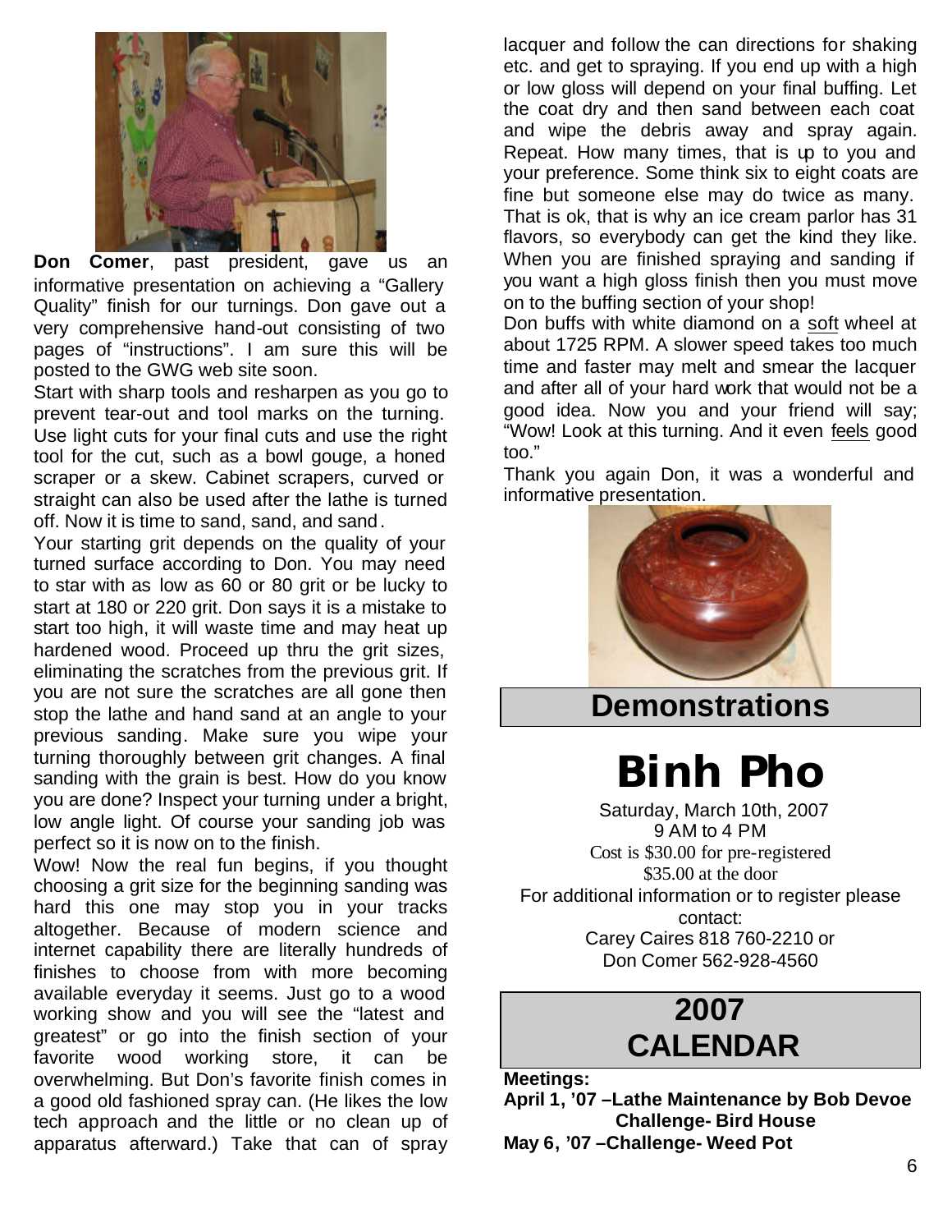**Don Comer**, past president, gave us an informative presentation on achieving a "Gallery Quality" finish for our turnings. Don gave out a very comprehensive hand-out consisting of two pages of "instructions". I am sure this will be posted to the GWG web site soon.

Start with sharp tools and resharpen as you go to prevent tear-out and tool marks on the turning. Use light cuts for your final cuts and use the right tool for the cut, such as a bowl gouge, a honed scraper or a skew. Cabinet scrapers, curved or straight can also be used after the lathe is turned off. Now it is time to sand, sand, and sand.

Your starting grit depends on the quality of your turned surface according to Don. You may need to star with as low as 60 or 80 grit or be lucky to start at 180 or 220 grit. Don says it is a mistake to start too high, it will waste time and may heat up hardened wood. Proceed up thru the grit sizes, eliminating the scratches from the previous grit. If you are not sure the scratches are all gone then stop the lathe and hand sand at an angle to your previous sanding. Make sure you wipe your turning thoroughly between grit changes. A final sanding with the grain is best. How do you know you are done? Inspect your turning under a bright, low angle light. Of course your sanding job was perfect so it is now on to the finish.

Wow! Now the real fun begins, if you thought choosing a grit size for the beginning sanding was hard this one may stop you in your tracks altogether. Because of modern science and internet capability there are literally hundreds of finishes to choose from with more becoming available everyday it seems. Just go to a wood working show and you will see the "latest and greatest" or go into the finish section of your favorite wood working store, it can be overwhelming. But Don's favorite finish comes in a good old fashioned spray can. (He likes the low tech approach and the little or no clean up of apparatus afterward.) Take that can of spray lacquer and follow the can directions for shaking etc. and get to spraying. If you end up with a high or low gloss will depend on your final buffing. Let the coat dry and then sand between each coat and wipe the debris away and spray again. Repeat. How many times, that is up to you and your preference. Some think six to eight coats are fine but someone else may do twice as many. That is ok, that is why an ice cream parlor has 31 flavors, so everybody can get the kind they like. When you are finished spraying and sanding if you want a high gloss finish then you must move on to the buffing section of your shop!

Don buffs with white diamond on a soft wheel at about 1725 RPM. A slower speed takes too much time and faster may melt and smear the lacquer and after all of your hard work that would not be a good idea. Now you and your friend will say; "Wow! Look at this turning. And it even feels good too."

Thank you again Don, it was a wonderful and informative presentation.

## Demonstrations

# Binh Pho

Saturday, March 10th, 2007
9 AM to 4 PM
Cost is $30.00 for pre-registered
$35.00 at the door
For additional information or to register please contact:
Carey Caires 818 760-2210 or
Don Comer 562-928-4560

## 2007 CALENDAR

**Meetings:**

**April 1, '07 –Lathe Maintenance by Bob Devoe**
**Challenge- Bird House**

**May 6, '07 –Challenge- Weed Pot**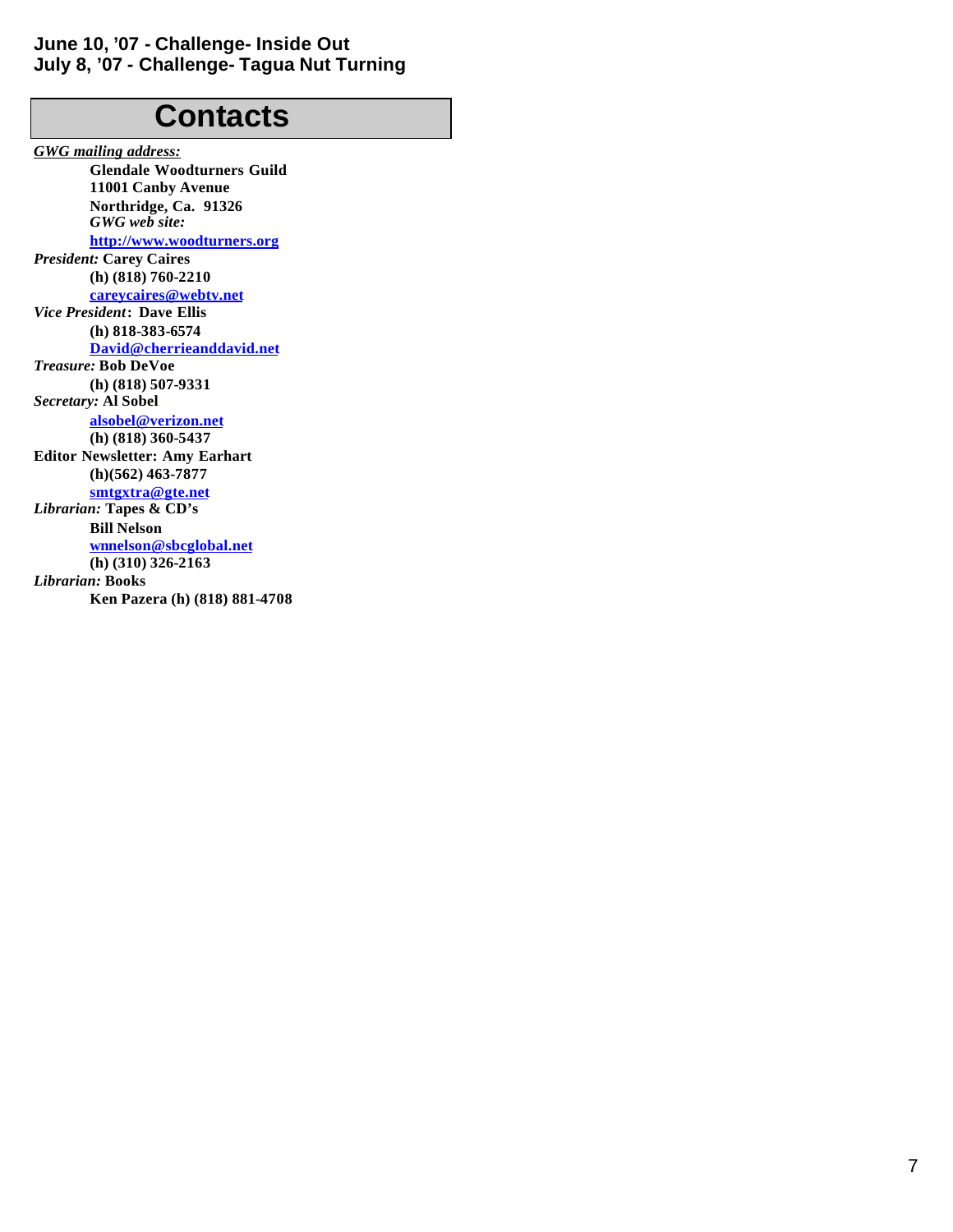**June 10, '07 - Challenge- Inside Out**
**July 8, '07 - Challenge- Tagua Nut Turning**

# Contacts

***GWG mailing address:***

**Glendale Woodturners Guild**
**11001 Canby Avenue**
**Northridge, Ca. 91326**
***GWG web site:***
**http://www.woodturners.org**

***President:*** **Carey Caires**
**(h) (818) 760-2210**
**careycaires@webtv.net**

***Vice President*****: Dave Ellis**
**(h) 818-383-6574**
**David@cherrieanddavid.net**

***Treasure:*** **Bob DeVoe**
**(h) (818) 507-9331**

***Secretary:*** **Al Sobel**
**alsobel@verizon.net**
**(h) (818) 360-5437**

**Editor Newsletter: Amy Earhart**
**(h)(562) 463-7877**
**smtgxtra@gte.net**

***Librarian:*** **Tapes & CD's**
**Bill Nelson**
**wnnelson@sbcglobal.net**
**(h) (310) 326-2163**

***Librarian:*** **Books**
**Ken Pazera (h) (818) 881-4708**